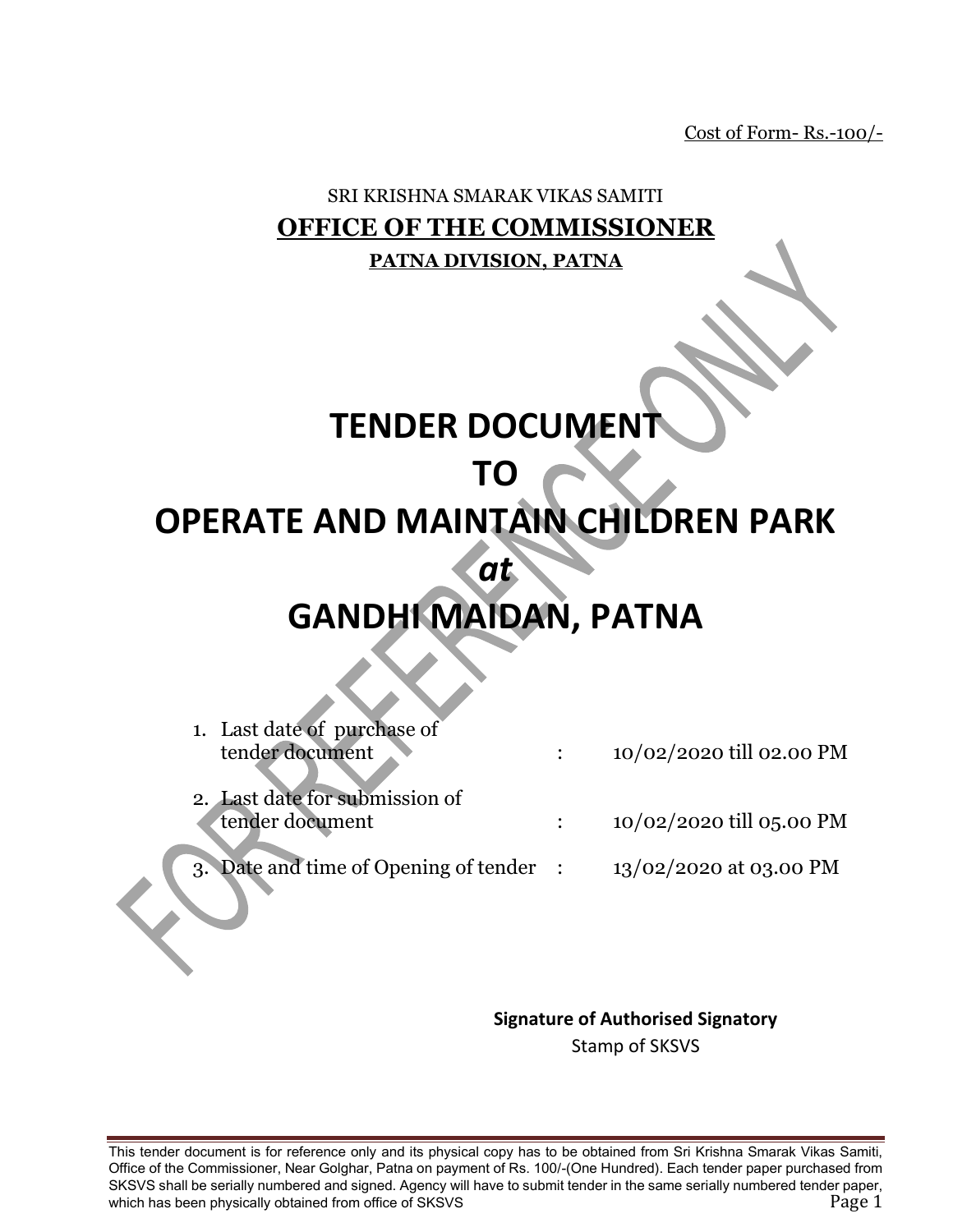Cost of Form- Rs.-100/-

SRI KRISHNA SMARAK VIKAS SAMITI

**OFFICE OF THE COMMISSIONER**

**PATNA DIVISION, PATNA**

# TENDER DOCUMENT
# TO
# OPERATE AND MAINTAIN CHILDREN PARK
# *at*
# GANDHI MAIDAN, PATNA

1. Last date of purchase of tender document : 10/02/2020 till 02.00 PM
2. Last date for submission of tender document : 10/02/2020 till 05.00 PM
3. Date and time of Opening of tender : 13/02/2020 at 03.00 PM

**Signature of Authorised Signatory**

Stamp of SKSVS

This tender document is for reference only and its physical copy has to be obtained from Sri Krishna Smarak Vikas Samiti, Office of the Commissioner, Near Golghar, Patna on payment of Rs. 100/-(One Hundred). Each tender paper purchased from SKSVS shall be serially numbered and signed. Agency will have to submit tender in the same serially numbered tender paper, which has been physically obtained from office of SKSVS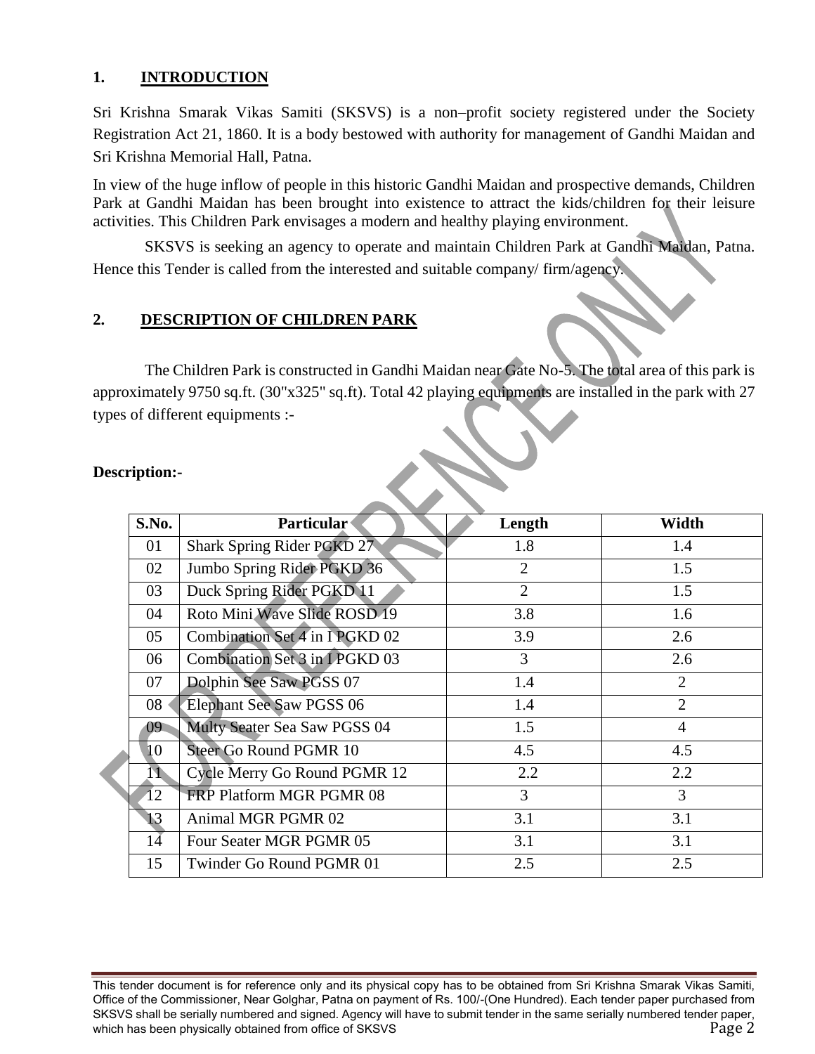## 1. INTRODUCTION

Sri Krishna Smarak Vikas Samiti (SKSVS) is a non–profit society registered under the Society Registration Act 21, 1860. It is a body bestowed with authority for management of Gandhi Maidan and Sri Krishna Memorial Hall, Patna.

In view of the huge inflow of people in this historic Gandhi Maidan and prospective demands, Children Park at Gandhi Maidan has been brought into existence to attract the kids/children for their leisure activities. This Children Park envisages a modern and healthy playing environment.

SKSVS is seeking an agency to operate and maintain Children Park at Gandhi Maidan, Patna. Hence this Tender is called from the interested and suitable company/ firm/agency.

## 2. DESCRIPTION OF CHILDREN PARK

The Children Park is constructed in Gandhi Maidan near Gate No-5. The total area of this park is approximately 9750 sq.ft. (30"x325" sq.ft). Total 42 playing equipments are installed in the park with 27 types of different equipments :-

**Description:-**

| S.No. | Particular | Length | Width |
|---|---|---|---|
| 01 | Shark Spring Rider PGKD 27 | 1.8 | 1.4 |
| 02 | Jumbo Spring Rider PGKD 36 | 2 | 1.5 |
| 03 | Duck Spring Rider PGKD 11 | 2 | 1.5 |
| 04 | Roto Mini Wave Slide ROSD 19 | 3.8 | 1.6 |
| 05 | Combination Set 4 in I PGKD 02 | 3.9 | 2.6 |
| 06 | Combination Set 3 in I PGKD 03 | 3 | 2.6 |
| 07 | Dolphin See Saw PGSS 07 | 1.4 | 2 |
| 08 | Elephant See Saw PGSS 06 | 1.4 | 2 |
| 09 | Multy Seater Sea Saw PGSS 04 | 1.5 | 4 |
| 10 | Steer Go Round PGMR 10 | 4.5 | 4.5 |
| 11 | Cycle Merry Go Round PGMR 12 | 2.2 | 2.2 |
| 12 | FRP Platform MGR PGMR 08 | 3 | 3 |
| 13 | Animal MGR PGMR 02 | 3.1 | 3.1 |
| 14 | Four Seater MGR PGMR 05 | 3.1 | 3.1 |
| 15 | Twinder Go Round PGMR 01 | 2.5 | 2.5 |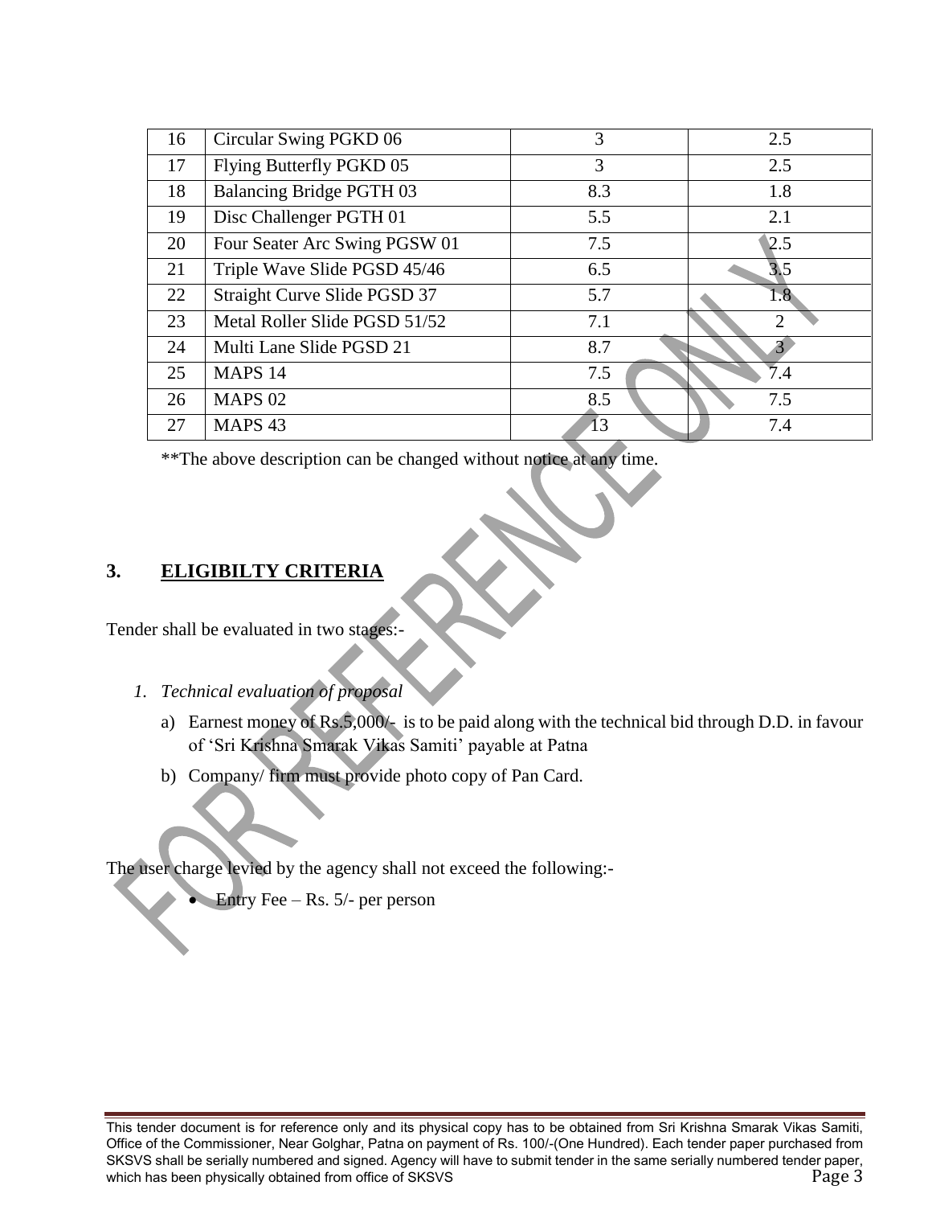| 16 | Circular Swing PGKD 06 | 3 | 2.5 |
|---|---|---|---|
| 17 | Flying Butterfly PGKD 05 | 3 | 2.5 |
| 18 | Balancing Bridge PGTH 03 | 8.3 | 1.8 |
| 19 | Disc Challenger PGTH 01 | 5.5 | 2.1 |
| 20 | Four Seater Arc Swing PGSW 01 | 7.5 | 2.5 |
| 21 | Triple Wave Slide PGSD 45/46 | 6.5 | 3.5 |
| 22 | Straight Curve Slide PGSD 37 | 5.7 | 1.8 |
| 23 | Metal Roller Slide PGSD 51/52 | 7.1 | 2 |
| 24 | Multi Lane Slide PGSD 21 | 8.7 | 3 |
| 25 | MAPS 14 | 7.5 | 7.4 |
| 26 | MAPS 02 | 8.5 | 7.5 |
| 27 | MAPS 43 | 13 | 7.4 |

**The above description can be changed without notice at any time.

## 3. ELIGIBILTY CRITERIA

Tender shall be evaluated in two stages:-

1. *Technical evaluation of proposal*
   a) Earnest money of Rs.5,000/- is to be paid along with the technical bid through D.D. in favour of 'Sri Krishna Smarak Vikas Samiti' payable at Patna
   b) Company/ firm must provide photo copy of Pan Card.

The user charge levied by the agency shall not exceed the following:-

- Entry Fee – Rs. 5/- per person

This tender document is for reference only and its physical copy has to be obtained from Sri Krishna Smarak Vikas Samiti, Office of the Commissioner, Near Golghar, Patna on payment of Rs. 100/-(One Hundred). Each tender paper purchased from SKSVS shall be serially numbered and signed. Agency will have to submit tender in the same serially numbered tender paper, which has been physically obtained from office of SKSVS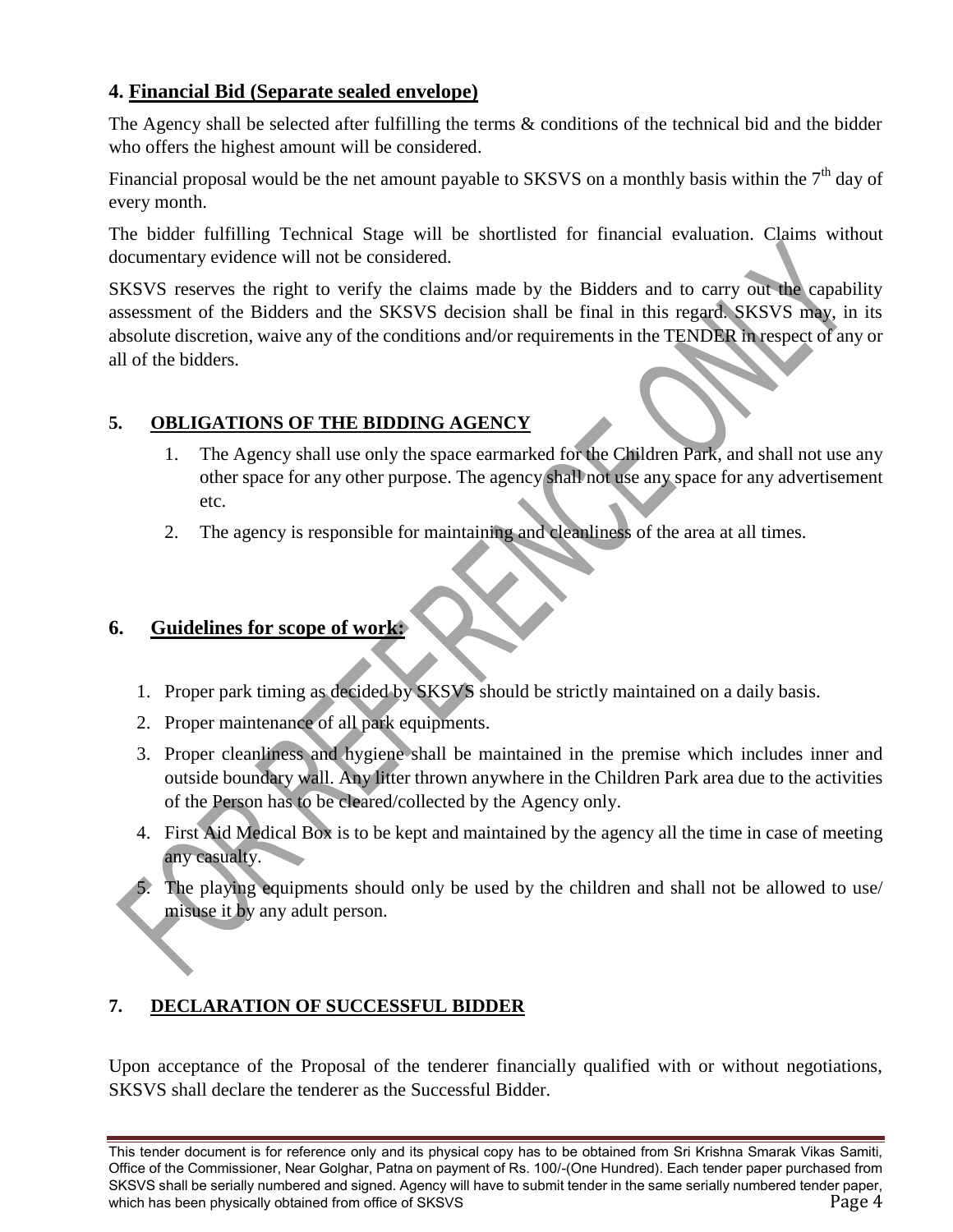## 4. Financial Bid (Separate sealed envelope)

The Agency shall be selected after fulfilling the terms & conditions of the technical bid and the bidder who offers the highest amount will be considered.

Financial proposal would be the net amount payable to SKSVS on a monthly basis within the 7th day of every month.

The bidder fulfilling Technical Stage will be shortlisted for financial evaluation. Claims without documentary evidence will not be considered.

SKSVS reserves the right to verify the claims made by the Bidders and to carry out the capability assessment of the Bidders and the SKSVS decision shall be final in this regard. SKSVS may, in its absolute discretion, waive any of the conditions and/or requirements in the TENDER in respect of any or all of the bidders.

## 5. OBLIGATIONS OF THE BIDDING AGENCY

1. The Agency shall use only the space earmarked for the Children Park, and shall not use any other space for any other purpose. The agency shall not use any space for any advertisement etc.
2. The agency is responsible for maintaining and cleanliness of the area at all times.

## 6. Guidelines for scope of work:

1. Proper park timing as decided by SKSVS should be strictly maintained on a daily basis.
2. Proper maintenance of all park equipments.
3. Proper cleanliness and hygiene shall be maintained in the premise which includes inner and outside boundary wall. Any litter thrown anywhere in the Children Park area due to the activities of the Person has to be cleared/collected by the Agency only.
4. First Aid Medical Box is to be kept and maintained by the agency all the time in case of meeting any casualty.
5. The playing equipments should only be used by the children and shall not be allowed to use/ misuse it by any adult person.

## 7. DECLARATION OF SUCCESSFUL BIDDER

Upon acceptance of the Proposal of the tenderer financially qualified with or without negotiations, SKSVS shall declare the tenderer as the Successful Bidder.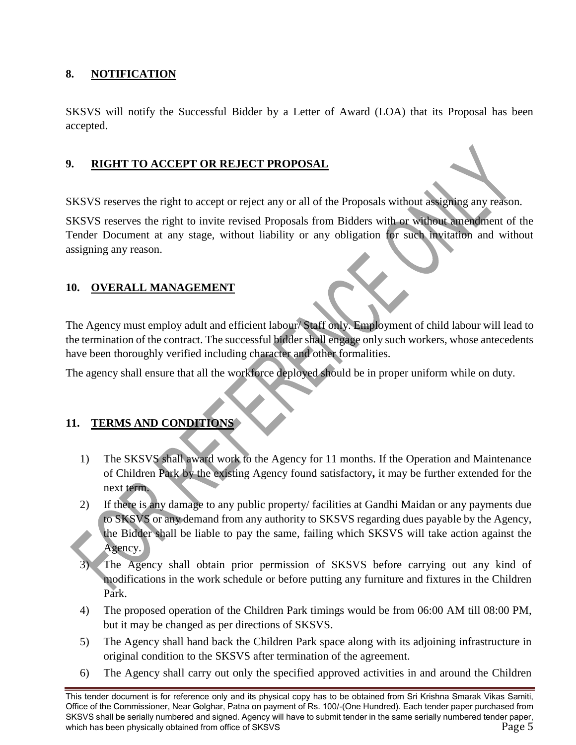## 8. NOTIFICATION

SKSVS will notify the Successful Bidder by a Letter of Award (LOA) that its Proposal has been accepted.

## 9. RIGHT TO ACCEPT OR REJECT PROPOSAL

SKSVS reserves the right to accept or reject any or all of the Proposals without assigning any reason.

SKSVS reserves the right to invite revised Proposals from Bidders with or without amendment of the Tender Document at any stage, without liability or any obligation for such invitation and without assigning any reason.

## 10. OVERALL MANAGEMENT

The Agency must employ adult and efficient labour/ Staff only. Employment of child labour will lead to the termination of the contract. The successful bidder shall engage only such workers, whose antecedents have been thoroughly verified including character and other formalities.

The agency shall ensure that all the workforce deployed should be in proper uniform while on duty.

## 11. TERMS AND CONDITIONS

1) The SKSVS shall award work to the Agency for 11 months. If the Operation and Maintenance of Children Park by the existing Agency found satisfactory**,** it may be further extended for the next term.
2) If there is any damage to any public property/ facilities at Gandhi Maidan or any payments due to SKSVS or any demand from any authority to SKSVS regarding dues payable by the Agency, the Bidder shall be liable to pay the same, failing which SKSVS will take action against the Agency.
3) The Agency shall obtain prior permission of SKSVS before carrying out any kind of modifications in the work schedule or before putting any furniture and fixtures in the Children Park.
4) The proposed operation of the Children Park timings would be from 06:00 AM till 08:00 PM, but it may be changed as per directions of SKSVS.
5) The Agency shall hand back the Children Park space along with its adjoining infrastructure in original condition to the SKSVS after termination of the agreement.
6) The Agency shall carry out only the specified approved activities in and around the Children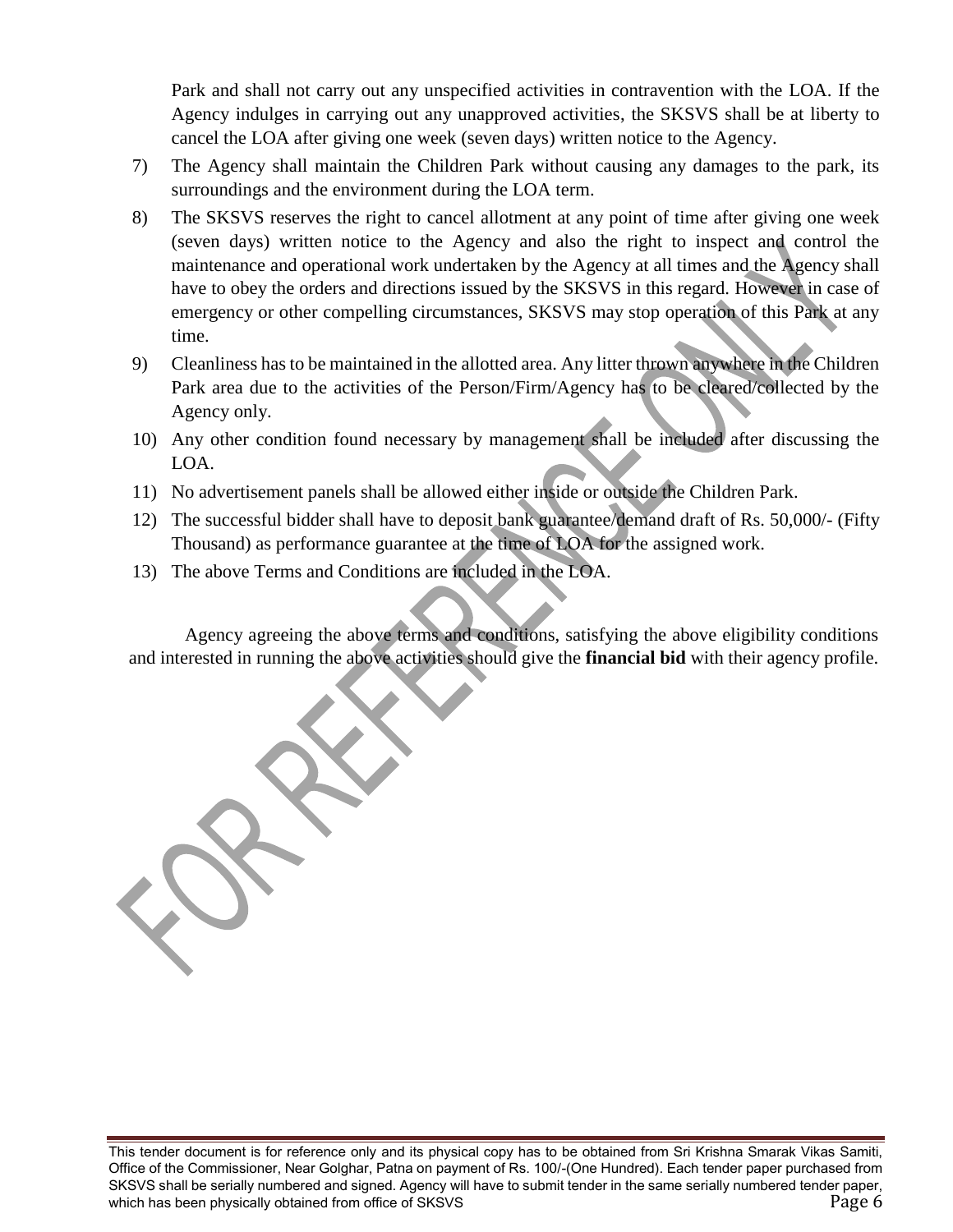Park and shall not carry out any unspecified activities in contravention with the LOA. If the Agency indulges in carrying out any unapproved activities, the SKSVS shall be at liberty to cancel the LOA after giving one week (seven days) written notice to the Agency.

7) The Agency shall maintain the Children Park without causing any damages to the park, its surroundings and the environment during the LOA term.
8) The SKSVS reserves the right to cancel allotment at any point of time after giving one week (seven days) written notice to the Agency and also the right to inspect and control the maintenance and operational work undertaken by the Agency at all times and the Agency shall have to obey the orders and directions issued by the SKSVS in this regard. However in case of emergency or other compelling circumstances, SKSVS may stop operation of this Park at any time.
9) Cleanliness has to be maintained in the allotted area. Any litter thrown anywhere in the Children Park area due to the activities of the Person/Firm/Agency has to be cleared/collected by the Agency only.
10) Any other condition found necessary by management shall be included after discussing the LOA.
11) No advertisement panels shall be allowed either inside or outside the Children Park.
12) The successful bidder shall have to deposit bank guarantee/demand draft of Rs. 50,000/- (Fifty Thousand) as performance guarantee at the time of LOA for the assigned work.
13) The above Terms and Conditions are included in the LOA.

Agency agreeing the above terms and conditions, satisfying the above eligibility conditions and interested in running the above activities should give the **financial bid** with their agency profile.

This tender document is for reference only and its physical copy has to be obtained from Sri Krishna Smarak Vikas Samiti, Office of the Commissioner, Near Golghar, Patna on payment of Rs. 100/-(One Hundred). Each tender paper purchased from SKSVS shall be serially numbered and signed. Agency will have to submit tender in the same serially numbered tender paper, which has been physically obtained from office of SKSVS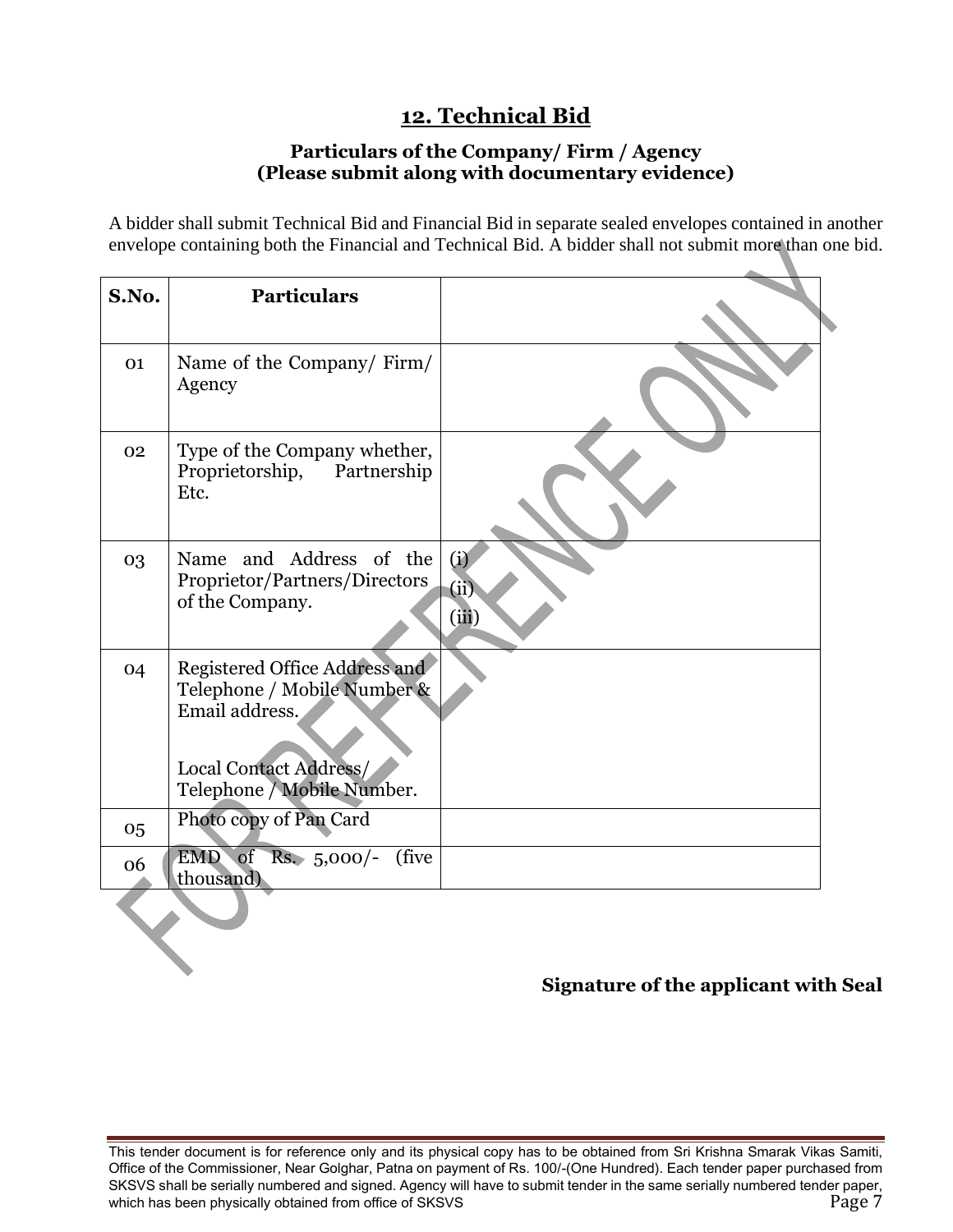## 12. Technical Bid

**Particulars of the Company/ Firm / Agency**
**(Please submit along with documentary evidence)**

A bidder shall submit Technical Bid and Financial Bid in separate sealed envelopes contained in another envelope containing both the Financial and Technical Bid. A bidder shall not submit more than one bid.

| S.No. | Particulars | |
|---|---|---|
| 01 | Name of the Company/ Firm/ Agency | |
| 02 | Type of the Company whether, Proprietorship, Partnership Etc. | |
| 03 | Name and Address of the Proprietor/Partners/Directors of the Company. | (i)<br>(ii)<br>(iii) |
| 04 | Registered Office Address and Telephone / Mobile Number & Email address.<br><br>Local Contact Address/ Telephone / Mobile Number. | |
| 05 | Photo copy of Pan Card | |
| 06 | EMD of Rs. 5,000/- (five thousand) | |

**Signature of the applicant with Seal**

This tender document is for reference only and its physical copy has to be obtained from Sri Krishna Smarak Vikas Samiti, Office of the Commissioner, Near Golghar, Patna on payment of Rs. 100/-(One Hundred). Each tender paper purchased from SKSVS shall be serially numbered and signed. Agency will have to submit tender in the same serially numbered tender paper, which has been physically obtained from office of SKSVS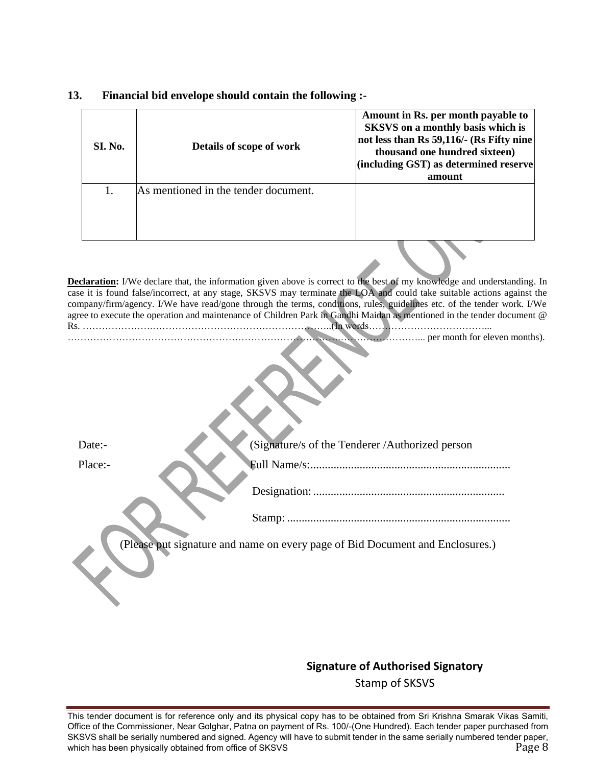## 13. Financial bid envelope should contain the following :-

| SI. No. | Details of scope of work | Amount in Rs. per month payable to SKSVS on a monthly basis which is not less than Rs 59,116/- (Rs Fifty nine thousand one hundred sixteen) (including GST) as determined reserve amount |
|---|---|---|
| 1. | As mentioned in the tender document. | |

**Declaration:** I/We declare that, the information given above is correct to the best of my knowledge and understanding. In case it is found false/incorrect, at any stage, SKSVS may terminate the LOA and could take suitable actions against the company/firm/agency. I/We have read/gone through the terms, conditions, rules, guidelines etc. of the tender work. I/We agree to execute the operation and maintenance of Children Park in Gandhi Maidan as mentioned in the tender document @ Rs. ……………………………………………………………..(In words……………………………….. …………………………………………………………………………………………... per month for eleven months).

Date:- (Signature/s of the Tenderer /Authorized person

Place:- Full Name/s:....................................................................

Designation: .................................................................

Stamp: ............................................................................

(Please put signature and name on every page of Bid Document and Enclosures.)

**Signature of Authorised Signatory**

Stamp of SKSVS

This tender document is for reference only and its physical copy has to be obtained from Sri Krishna Smarak Vikas Samiti, Office of the Commissioner, Near Golghar, Patna on payment of Rs. 100/-(One Hundred). Each tender paper purchased from SKSVS shall be serially numbered and signed. Agency will have to submit tender in the same serially numbered tender paper, which has been physically obtained from office of SKSVS